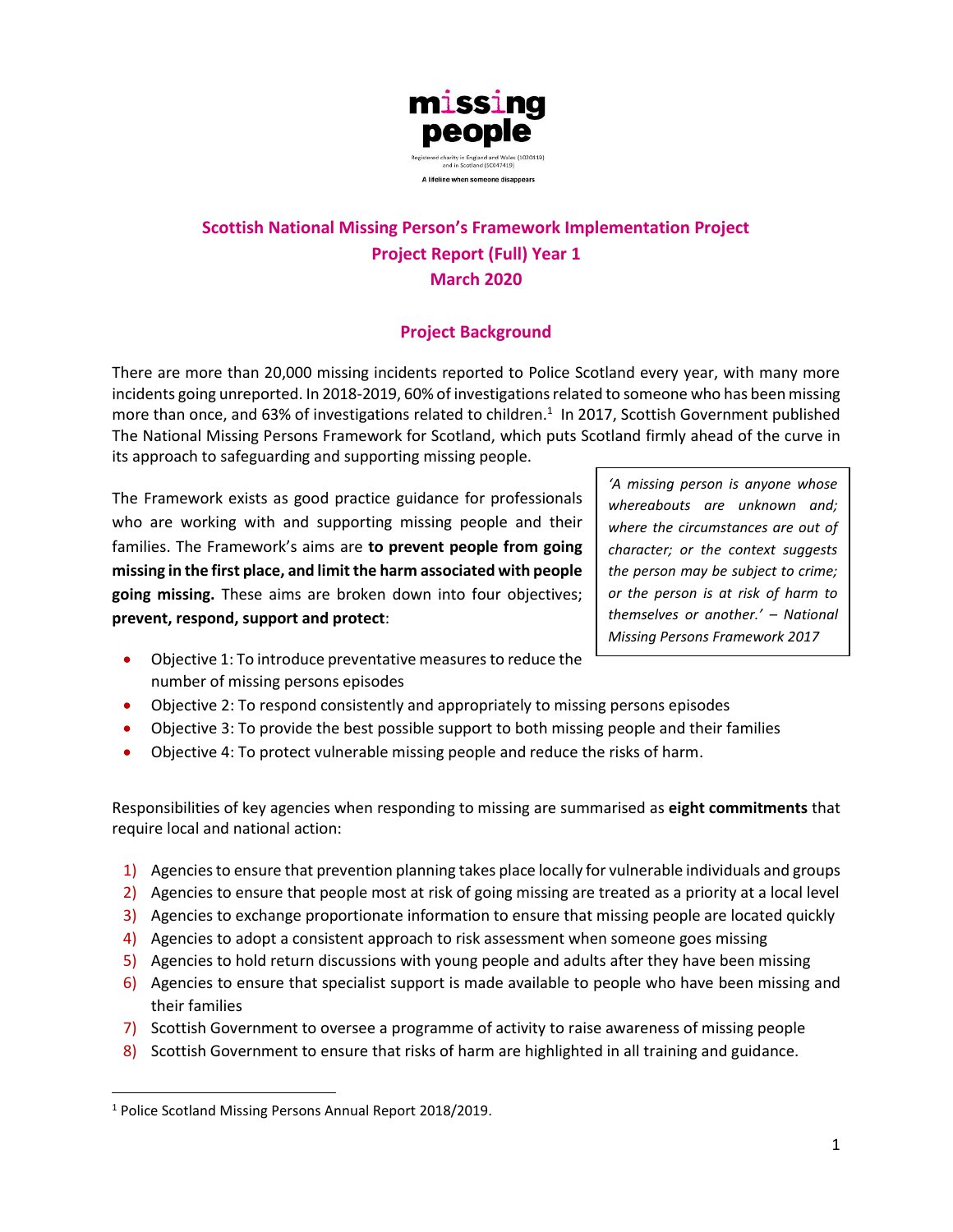missing people

Registered charity in England and Wales (1020419) and in Scotland (SC047419)

A lifeline when someone disappears

# Scottish National Missing Person's Framework Implementation Project
## Project Report (Full) Year 1
## March 2020

## Project Background

There are more than 20,000 missing incidents reported to Police Scotland every year, with many more incidents going unreported. In 2018-2019, 60% of investigations related to someone who has been missing more than once, and 63% of investigations related to children.[1] In 2017, Scottish Government published The National Missing Persons Framework for Scotland, which puts Scotland firmly ahead of the curve in its approach to safeguarding and supporting missing people.

*'A missing person is anyone whose whereabouts are unknown and; where the circumstances are out of character; or the context suggests the person may be subject to crime; or the person is at risk of harm to themselves or another.' – National Missing Persons Framework 2017*

The Framework exists as good practice guidance for professionals who are working with and supporting missing people and their families. The Framework's aims are **to prevent people from going missing in the first place, and limit the harm associated with people going missing.** These aims are broken down into four objectives; **prevent, respond, support and protect**:

- Objective 1: To introduce preventative measures to reduce the number of missing persons episodes
- Objective 2: To respond consistently and appropriately to missing persons episodes
- Objective 3: To provide the best possible support to both missing people and their families
- Objective 4: To protect vulnerable missing people and reduce the risks of harm.

Responsibilities of key agencies when responding to missing are summarised as **eight commitments** that require local and national action:

1) Agencies to ensure that prevention planning takes place locally for vulnerable individuals and groups
2) Agencies to ensure that people most at risk of going missing are treated as a priority at a local level
3) Agencies to exchange proportionate information to ensure that missing people are located quickly
4) Agencies to adopt a consistent approach to risk assessment when someone goes missing
5) Agencies to hold return discussions with young people and adults after they have been missing
6) Agencies to ensure that specialist support is made available to people who have been missing and their families
7) Scottish Government to oversee a programme of activity to raise awareness of missing people
8) Scottish Government to ensure that risks of harm are highlighted in all training and guidance.

[1] Police Scotland Missing Persons Annual Report 2018/2019.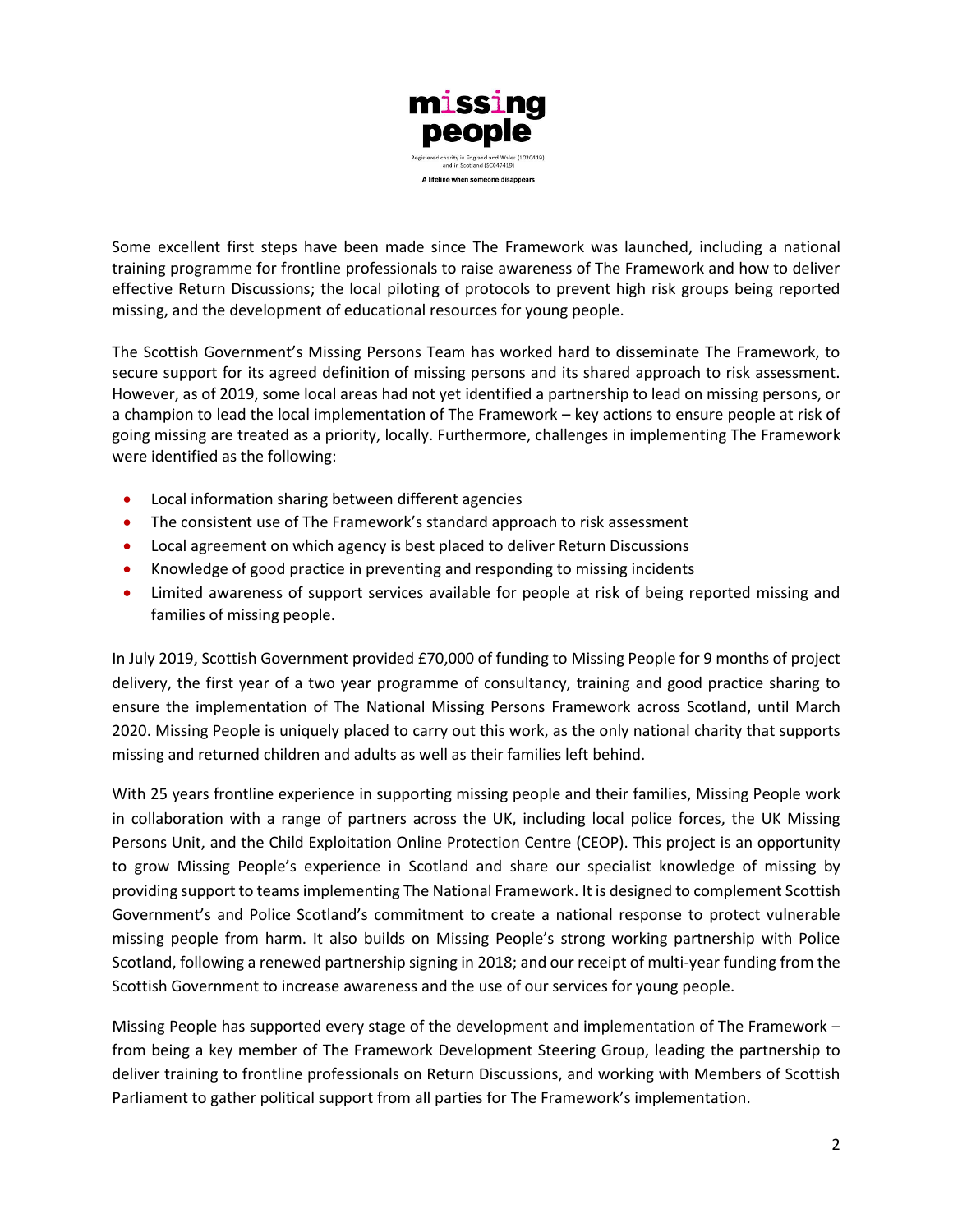Some excellent first steps have been made since The Framework was launched, including a national training programme for frontline professionals to raise awareness of The Framework and how to deliver effective Return Discussions; the local piloting of protocols to prevent high risk groups being reported missing, and the development of educational resources for young people.

The Scottish Government's Missing Persons Team has worked hard to disseminate The Framework, to secure support for its agreed definition of missing persons and its shared approach to risk assessment. However, as of 2019, some local areas had not yet identified a partnership to lead on missing persons, or a champion to lead the local implementation of The Framework – key actions to ensure people at risk of going missing are treated as a priority, locally. Furthermore, challenges in implementing The Framework were identified as the following:

- Local information sharing between different agencies
- The consistent use of The Framework's standard approach to risk assessment
- Local agreement on which agency is best placed to deliver Return Discussions
- Knowledge of good practice in preventing and responding to missing incidents
- Limited awareness of support services available for people at risk of being reported missing and families of missing people.

In July 2019, Scottish Government provided £70,000 of funding to Missing People for 9 months of project delivery, the first year of a two year programme of consultancy, training and good practice sharing to ensure the implementation of The National Missing Persons Framework across Scotland, until March 2020. Missing People is uniquely placed to carry out this work, as the only national charity that supports missing and returned children and adults as well as their families left behind.

With 25 years frontline experience in supporting missing people and their families, Missing People work in collaboration with a range of partners across the UK, including local police forces, the UK Missing Persons Unit, and the Child Exploitation Online Protection Centre (CEOP). This project is an opportunity to grow Missing People's experience in Scotland and share our specialist knowledge of missing by providing support to teams implementing The National Framework. It is designed to complement Scottish Government's and Police Scotland's commitment to create a national response to protect vulnerable missing people from harm. It also builds on Missing People's strong working partnership with Police Scotland, following a renewed partnership signing in 2018; and our receipt of multi-year funding from the Scottish Government to increase awareness and the use of our services for young people.

Missing People has supported every stage of the development and implementation of The Framework – from being a key member of The Framework Development Steering Group, leading the partnership to deliver training to frontline professionals on Return Discussions, and working with Members of Scottish Parliament to gather political support from all parties for The Framework's implementation.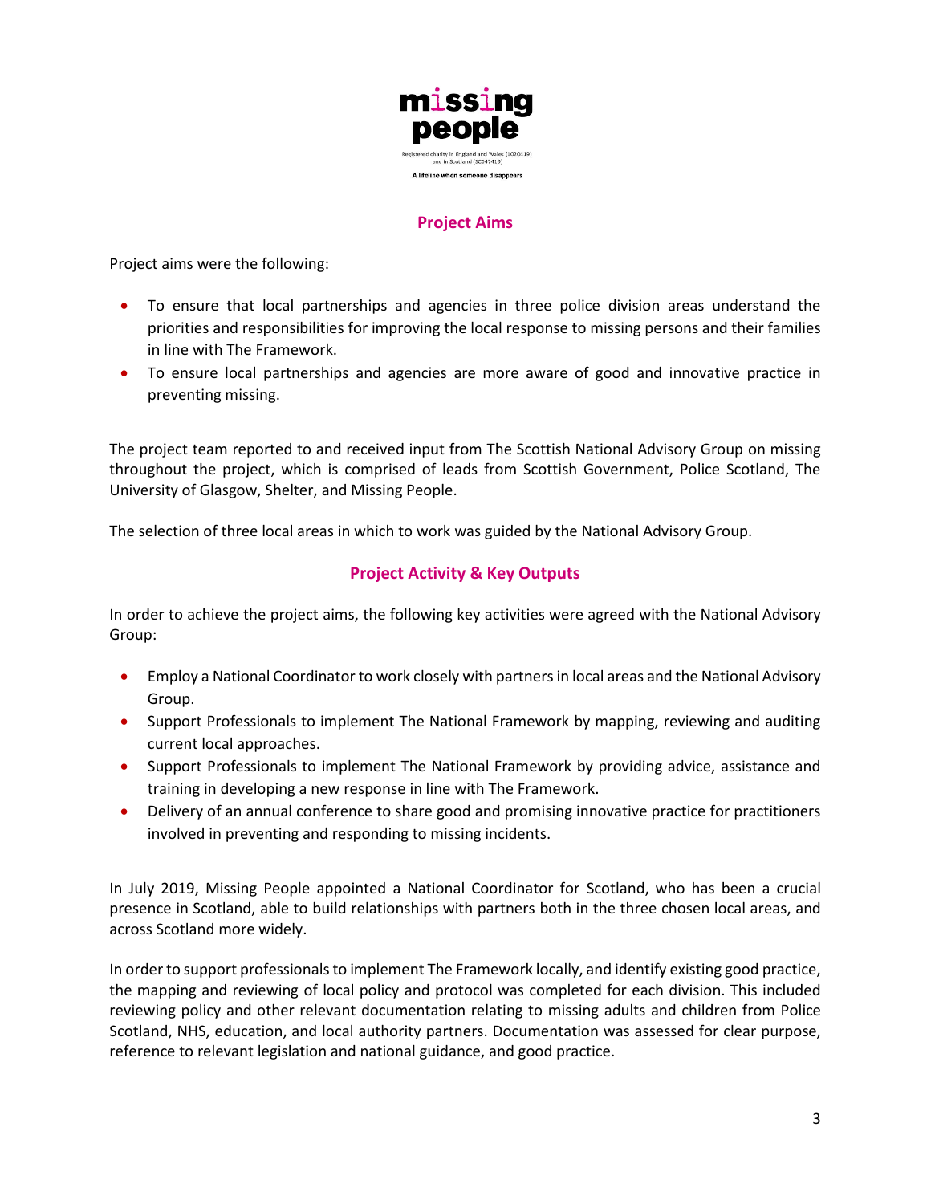## Project Aims

Project aims were the following:

- To ensure that local partnerships and agencies in three police division areas understand the priorities and responsibilities for improving the local response to missing persons and their families in line with The Framework.
- To ensure local partnerships and agencies are more aware of good and innovative practice in preventing missing.

The project team reported to and received input from The Scottish National Advisory Group on missing throughout the project, which is comprised of leads from Scottish Government, Police Scotland, The University of Glasgow, Shelter, and Missing People.

The selection of three local areas in which to work was guided by the National Advisory Group.

## Project Activity & Key Outputs

In order to achieve the project aims, the following key activities were agreed with the National Advisory Group:

- Employ a National Coordinator to work closely with partners in local areas and the National Advisory Group.
- Support Professionals to implement The National Framework by mapping, reviewing and auditing current local approaches.
- Support Professionals to implement The National Framework by providing advice, assistance and training in developing a new response in line with The Framework.
- Delivery of an annual conference to share good and promising innovative practice for practitioners involved in preventing and responding to missing incidents.

In July 2019, Missing People appointed a National Coordinator for Scotland, who has been a crucial presence in Scotland, able to build relationships with partners both in the three chosen local areas, and across Scotland more widely.

In order to support professionals to implement The Framework locally, and identify existing good practice, the mapping and reviewing of local policy and protocol was completed for each division. This included reviewing policy and other relevant documentation relating to missing adults and children from Police Scotland, NHS, education, and local authority partners. Documentation was assessed for clear purpose, reference to relevant legislation and national guidance, and good practice.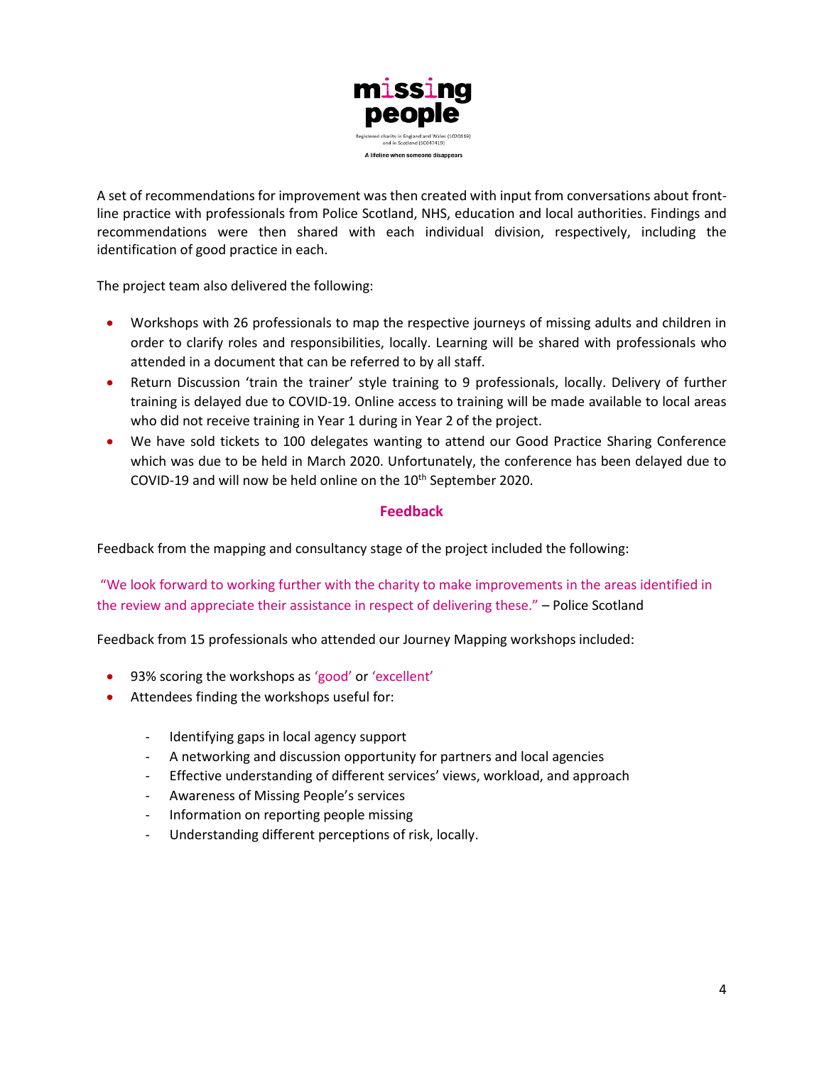A set of recommendations for improvement was then created with input from conversations about front-line practice with professionals from Police Scotland, NHS, education and local authorities. Findings and recommendations were then shared with each individual division, respectively, including the identification of good practice in each.

The project team also delivered the following:

- Workshops with 26 professionals to map the respective journeys of missing adults and children in order to clarify roles and responsibilities, locally. Learning will be shared with professionals who attended in a document that can be referred to by all staff.
- Return Discussion 'train the trainer' style training to 9 professionals, locally. Delivery of further training is delayed due to COVID-19. Online access to training will be made available to local areas who did not receive training in Year 1 during in Year 2 of the project.
- We have sold tickets to 100 delegates wanting to attend our Good Practice Sharing Conference which was due to be held in March 2020. Unfortunately, the conference has been delayed due to COVID-19 and will now be held online on the 10th September 2020.

## Feedback

Feedback from the mapping and consultancy stage of the project included the following:

"We look forward to working further with the charity to make improvements in the areas identified in the review and appreciate their assistance in respect of delivering these." – Police Scotland

Feedback from 15 professionals who attended our Journey Mapping workshops included:

- 93% scoring the workshops as 'good' or 'excellent'
- Attendees finding the workshops useful for:
  - Identifying gaps in local agency support
  - A networking and discussion opportunity for partners and local agencies
  - Effective understanding of different services' views, workload, and approach
  - Awareness of Missing People's services
  - Information on reporting people missing
  - Understanding different perceptions of risk, locally.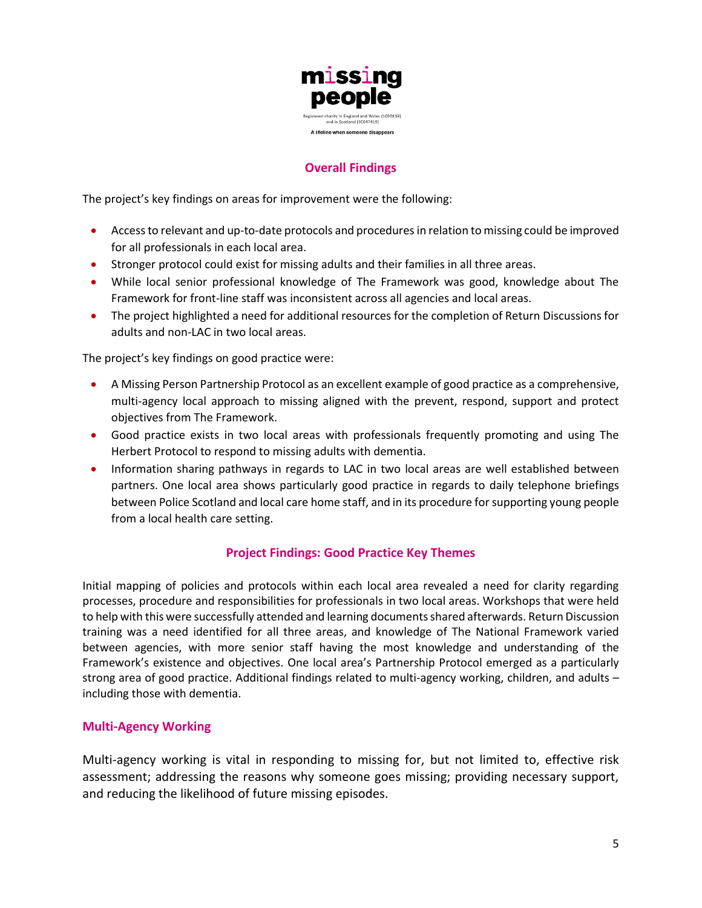## Overall Findings

The project's key findings on areas for improvement were the following:

- Access to relevant and up-to-date protocols and procedures in relation to missing could be improved for all professionals in each local area.
- Stronger protocol could exist for missing adults and their families in all three areas.
- While local senior professional knowledge of The Framework was good, knowledge about The Framework for front-line staff was inconsistent across all agencies and local areas.
- The project highlighted a need for additional resources for the completion of Return Discussions for adults and non-LAC in two local areas.

The project's key findings on good practice were:

- A Missing Person Partnership Protocol as an excellent example of good practice as a comprehensive, multi-agency local approach to missing aligned with the prevent, respond, support and protect objectives from The Framework.
- Good practice exists in two local areas with professionals frequently promoting and using The Herbert Protocol to respond to missing adults with dementia.
- Information sharing pathways in regards to LAC in two local areas are well established between partners. One local area shows particularly good practice in regards to daily telephone briefings between Police Scotland and local care home staff, and in its procedure for supporting young people from a local health care setting.

## Project Findings: Good Practice Key Themes

Initial mapping of policies and protocols within each local area revealed a need for clarity regarding processes, procedure and responsibilities for professionals in two local areas. Workshops that were held to help with this were successfully attended and learning documents shared afterwards. Return Discussion training was a need identified for all three areas, and knowledge of The National Framework varied between agencies, with more senior staff having the most knowledge and understanding of the Framework's existence and objectives. One local area's Partnership Protocol emerged as a particularly strong area of good practice. Additional findings related to multi-agency working, children, and adults – including those with dementia.

### Multi-Agency Working

Multi-agency working is vital in responding to missing for, but not limited to, effective risk assessment; addressing the reasons why someone goes missing; providing necessary support, and reducing the likelihood of future missing episodes.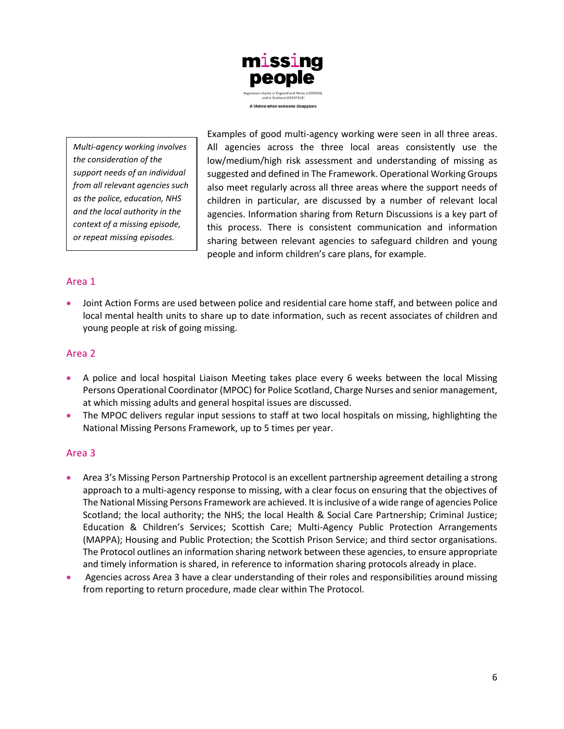*Multi-agency working involves the consideration of the support needs of an individual from all relevant agencies such as the police, education, NHS and the local authority in the context of a missing episode, or repeat missing episodes.*

Examples of good multi-agency working were seen in all three areas. All agencies across the three local areas consistently use the low/medium/high risk assessment and understanding of missing as suggested and defined in The Framework. Operational Working Groups also meet regularly across all three areas where the support needs of children in particular, are discussed by a number of relevant local agencies. Information sharing from Return Discussions is a key part of this process. There is consistent communication and information sharing between relevant agencies to safeguard children and young people and inform children's care plans, for example.

## Area 1

- Joint Action Forms are used between police and residential care home staff, and between police and local mental health units to share up to date information, such as recent associates of children and young people at risk of going missing.

## Area 2

- A police and local hospital Liaison Meeting takes place every 6 weeks between the local Missing Persons Operational Coordinator (MPOC) for Police Scotland, Charge Nurses and senior management, at which missing adults and general hospital issues are discussed.
- The MPOC delivers regular input sessions to staff at two local hospitals on missing, highlighting the National Missing Persons Framework, up to 5 times per year.

## Area 3

- Area 3's Missing Person Partnership Protocol is an excellent partnership agreement detailing a strong approach to a multi-agency response to missing, with a clear focus on ensuring that the objectives of The National Missing Persons Framework are achieved. It is inclusive of a wide range of agencies Police Scotland; the local authority; the NHS; the local Health & Social Care Partnership; Criminal Justice; Education & Children's Services; Scottish Care; Multi-Agency Public Protection Arrangements (MAPPA); Housing and Public Protection; the Scottish Prison Service; and third sector organisations. The Protocol outlines an information sharing network between these agencies, to ensure appropriate and timely information is shared, in reference to information sharing protocols already in place.
- Agencies across Area 3 have a clear understanding of their roles and responsibilities around missing from reporting to return procedure, made clear within The Protocol.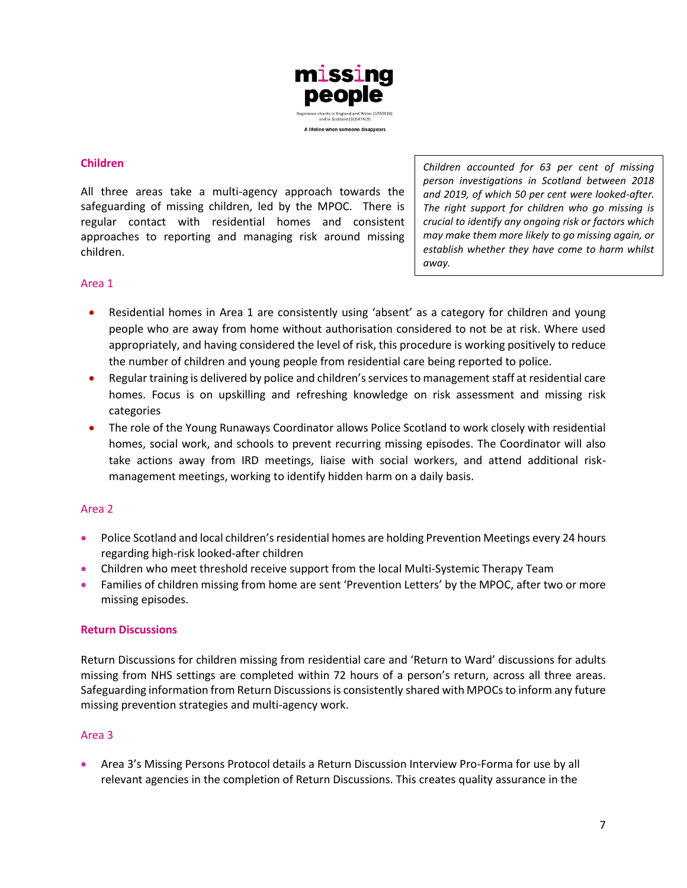### Children

All three areas take a multi-agency approach towards the safeguarding of missing children, led by the MPOC. There is regular contact with residential homes and consistent approaches to reporting and managing risk around missing children.

*Children accounted for 63 per cent of missing person investigations in Scotland between 2018 and 2019, of which 50 per cent were looked-after. The right support for children who go missing is crucial to identify any ongoing risk or factors which may make them more likely to go missing again, or establish whether they have come to harm whilst away.*

#### Area 1

- Residential homes in Area 1 are consistently using 'absent' as a category for children and young people who are away from home without authorisation considered to not be at risk. Where used appropriately, and having considered the level of risk, this procedure is working positively to reduce the number of children and young people from residential care being reported to police.
- Regular training is delivered by police and children's services to management staff at residential care homes. Focus is on upskilling and refreshing knowledge on risk assessment and missing risk categories
- The role of the Young Runaways Coordinator allows Police Scotland to work closely with residential homes, social work, and schools to prevent recurring missing episodes. The Coordinator will also take actions away from IRD meetings, liaise with social workers, and attend additional risk-management meetings, working to identify hidden harm on a daily basis.

#### Area 2

- Police Scotland and local children's residential homes are holding Prevention Meetings every 24 hours regarding high-risk looked-after children
- Children who meet threshold receive support from the local Multi-Systemic Therapy Team
- Families of children missing from home are sent 'Prevention Letters' by the MPOC, after two or more missing episodes.

### Return Discussions

Return Discussions for children missing from residential care and 'Return to Ward' discussions for adults missing from NHS settings are completed within 72 hours of a person's return, across all three areas. Safeguarding information from Return Discussions is consistently shared with MPOCs to inform any future missing prevention strategies and multi-agency work.

#### Area 3

- Area 3's Missing Persons Protocol details a Return Discussion Interview Pro-Forma for use by all relevant agencies in the completion of Return Discussions. This creates quality assurance in the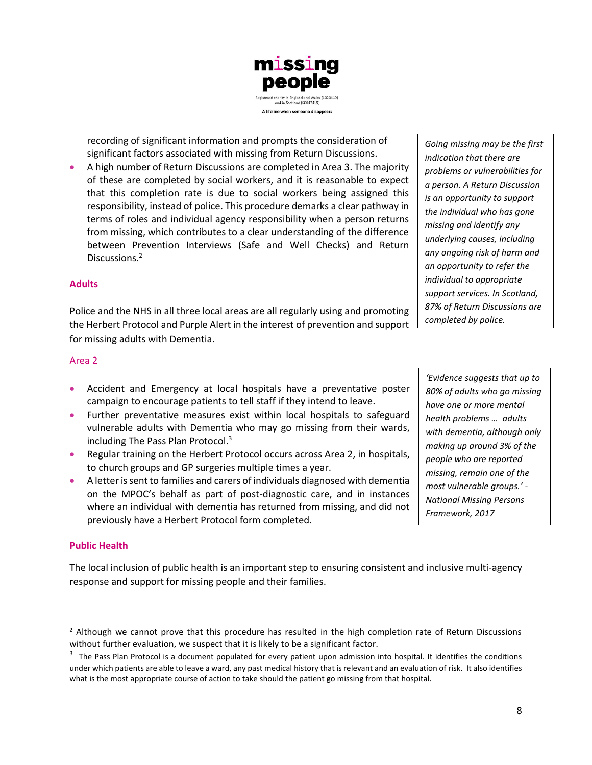recording of significant information and prompts the consideration of significant factors associated with missing from Return Discussions.

- A high number of Return Discussions are completed in Area 3. The majority of these are completed by social workers, and it is reasonable to expect that this completion rate is due to social workers being assigned this responsibility, instead of police. This procedure demarks a clear pathway in terms of roles and individual agency responsibility when a person returns from missing, which contributes to a clear understanding of the difference between Prevention Interviews (Safe and Well Checks) and Return Discussions.[2]

*Going missing may be the first indication that there are problems or vulnerabilities for a person. A Return Discussion is an opportunity to support the individual who has gone missing and identify any underlying causes, including any ongoing risk of harm and an opportunity to refer the individual to appropriate support services. In Scotland, 87% of Return Discussions are completed by police.*

### Adults

Police and the NHS in all three local areas are all regularly using and promoting the Herbert Protocol and Purple Alert in the interest of prevention and support for missing adults with Dementia.

#### Area 2

- Accident and Emergency at local hospitals have a preventative poster campaign to encourage patients to tell staff if they intend to leave.
- Further preventative measures exist within local hospitals to safeguard vulnerable adults with Dementia who may go missing from their wards, including The Pass Plan Protocol.[3]
- Regular training on the Herbert Protocol occurs across Area 2, in hospitals, to church groups and GP surgeries multiple times a year.
- A letter is sent to families and carers of individuals diagnosed with dementia on the MPOC's behalf as part of post-diagnostic care, and in instances where an individual with dementia has returned from missing, and did not previously have a Herbert Protocol form completed.

*'Evidence suggests that up to 80% of adults who go missing have one or more mental health problems … adults with dementia, although only making up around 3% of the people who are reported missing, remain one of the most vulnerable groups.' - National Missing Persons Framework, 2017*

### Public Health

The local inclusion of public health is an important step to ensuring consistent and inclusive multi-agency response and support for missing people and their families.

---

[2] Although we cannot prove that this procedure has resulted in the high completion rate of Return Discussions without further evaluation, we suspect that it is likely to be a significant factor.

[3] The Pass Plan Protocol is a document populated for every patient upon admission into hospital. It identifies the conditions under which patients are able to leave a ward, any past medical history that is relevant and an evaluation of risk. It also identifies what is the most appropriate course of action to take should the patient go missing from that hospital.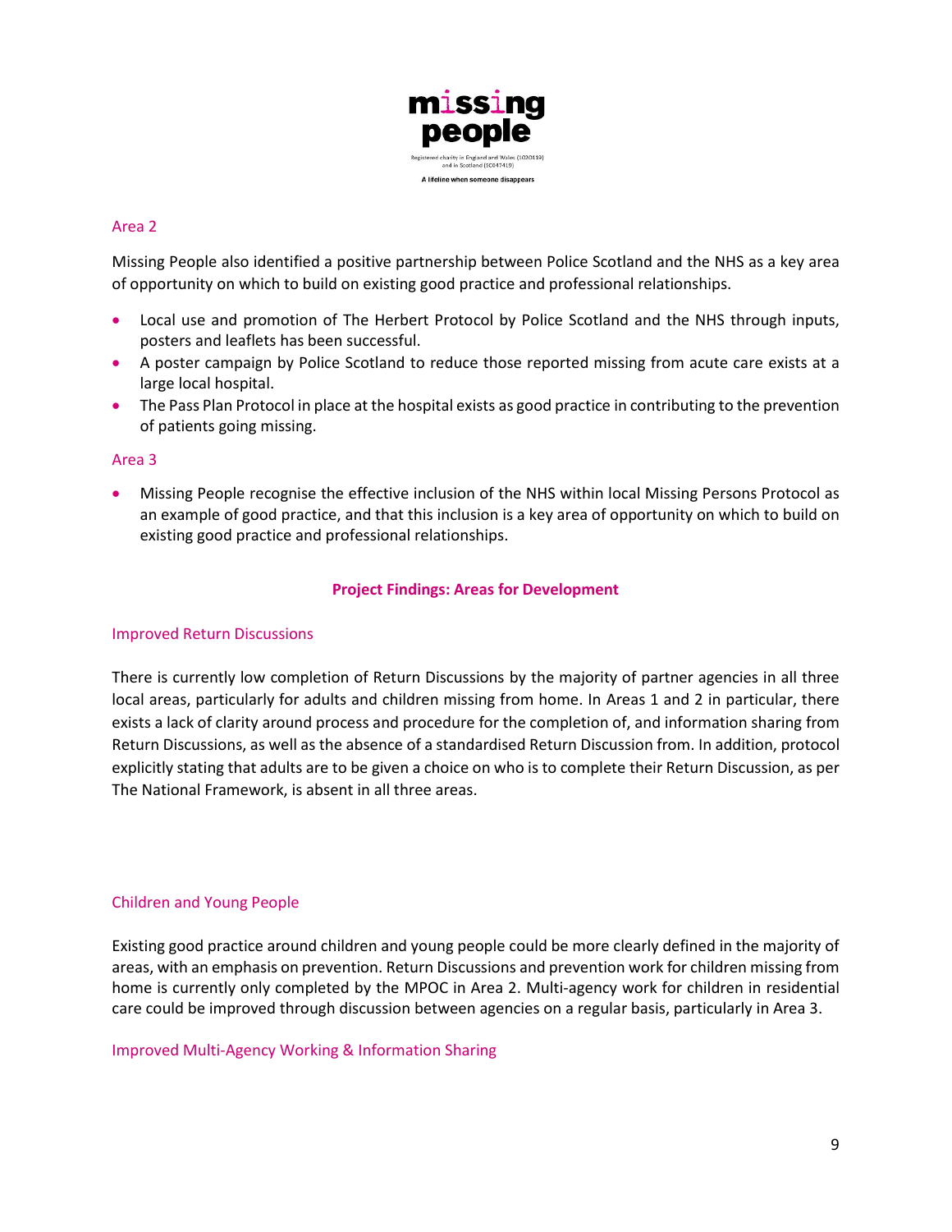### Area 2

Missing People also identified a positive partnership between Police Scotland and the NHS as a key area of opportunity on which to build on existing good practice and professional relationships.

- Local use and promotion of The Herbert Protocol by Police Scotland and the NHS through inputs, posters and leaflets has been successful.
- A poster campaign by Police Scotland to reduce those reported missing from acute care exists at a large local hospital.
- The Pass Plan Protocol in place at the hospital exists as good practice in contributing to the prevention of patients going missing.

### Area 3

- Missing People recognise the effective inclusion of the NHS within local Missing Persons Protocol as an example of good practice, and that this inclusion is a key area of opportunity on which to build on existing good practice and professional relationships.

## Project Findings: Areas for Development

### Improved Return Discussions

There is currently low completion of Return Discussions by the majority of partner agencies in all three local areas, particularly for adults and children missing from home. In Areas 1 and 2 in particular, there exists a lack of clarity around process and procedure for the completion of, and information sharing from Return Discussions, as well as the absence of a standardised Return Discussion from. In addition, protocol explicitly stating that adults are to be given a choice on who is to complete their Return Discussion, as per The National Framework, is absent in all three areas.

### Children and Young People

Existing good practice around children and young people could be more clearly defined in the majority of areas, with an emphasis on prevention. Return Discussions and prevention work for children missing from home is currently only completed by the MPOC in Area 2. Multi-agency work for children in residential care could be improved through discussion between agencies on a regular basis, particularly in Area 3.

### Improved Multi-Agency Working & Information Sharing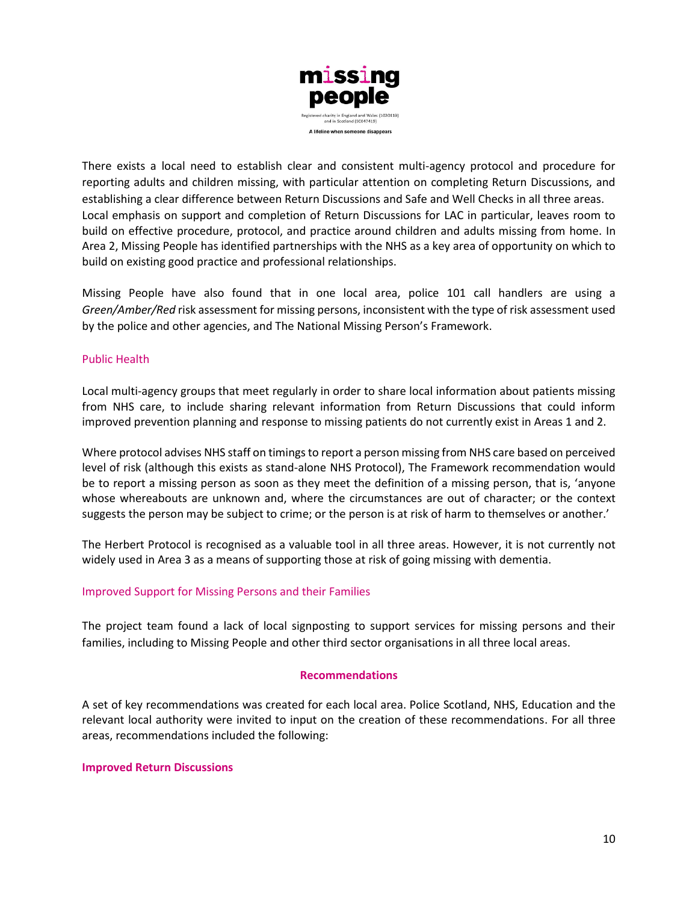There exists a local need to establish clear and consistent multi-agency protocol and procedure for reporting adults and children missing, with particular attention on completing Return Discussions, and establishing a clear difference between Return Discussions and Safe and Well Checks in all three areas. Local emphasis on support and completion of Return Discussions for LAC in particular, leaves room to build on effective procedure, protocol, and practice around children and adults missing from home. In Area 2, Missing People has identified partnerships with the NHS as a key area of opportunity on which to build on existing good practice and professional relationships.

Missing People have also found that in one local area, police 101 call handlers are using a *Green/Amber/Red* risk assessment for missing persons, inconsistent with the type of risk assessment used by the police and other agencies, and The National Missing Person's Framework.

### Public Health

Local multi-agency groups that meet regularly in order to share local information about patients missing from NHS care, to include sharing relevant information from Return Discussions that could inform improved prevention planning and response to missing patients do not currently exist in Areas 1 and 2.

Where protocol advises NHS staff on timings to report a person missing from NHS care based on perceived level of risk (although this exists as stand-alone NHS Protocol), The Framework recommendation would be to report a missing person as soon as they meet the definition of a missing person, that is, 'anyone whose whereabouts are unknown and, where the circumstances are out of character; or the context suggests the person may be subject to crime; or the person is at risk of harm to themselves or another.'

The Herbert Protocol is recognised as a valuable tool in all three areas. However, it is not currently not widely used in Area 3 as a means of supporting those at risk of going missing with dementia.

### Improved Support for Missing Persons and their Families

The project team found a lack of local signposting to support services for missing persons and their families, including to Missing People and other third sector organisations in all three local areas.

## Recommendations

A set of key recommendations was created for each local area. Police Scotland, NHS, Education and the relevant local authority were invited to input on the creation of these recommendations. For all three areas, recommendations included the following:

### Improved Return Discussions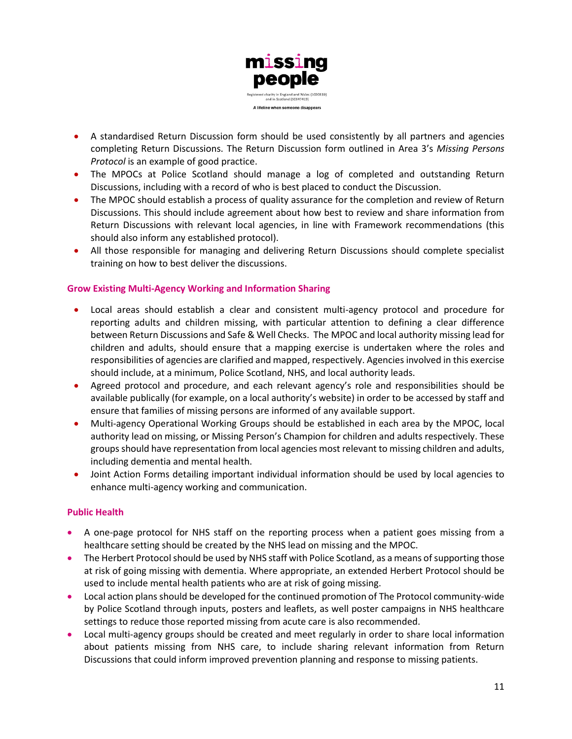- A standardised Return Discussion form should be used consistently by all partners and agencies completing Return Discussions. The Return Discussion form outlined in Area 3's *Missing Persons Protocol* is an example of good practice.
- The MPOCs at Police Scotland should manage a log of completed and outstanding Return Discussions, including with a record of who is best placed to conduct the Discussion.
- The MPOC should establish a process of quality assurance for the completion and review of Return Discussions. This should include agreement about how best to review and share information from Return Discussions with relevant local agencies, in line with Framework recommendations (this should also inform any established protocol).
- All those responsible for managing and delivering Return Discussions should complete specialist training on how to best deliver the discussions.

### Grow Existing Multi-Agency Working and Information Sharing

- Local areas should establish a clear and consistent multi-agency protocol and procedure for reporting adults and children missing, with particular attention to defining a clear difference between Return Discussions and Safe & Well Checks. The MPOC and local authority missing lead for children and adults, should ensure that a mapping exercise is undertaken where the roles and responsibilities of agencies are clarified and mapped, respectively. Agencies involved in this exercise should include, at a minimum, Police Scotland, NHS, and local authority leads.
- Agreed protocol and procedure, and each relevant agency's role and responsibilities should be available publically (for example, on a local authority's website) in order to be accessed by staff and ensure that families of missing persons are informed of any available support.
- Multi-agency Operational Working Groups should be established in each area by the MPOC, local authority lead on missing, or Missing Person's Champion for children and adults respectively. These groups should have representation from local agencies most relevant to missing children and adults, including dementia and mental health.
- Joint Action Forms detailing important individual information should be used by local agencies to enhance multi-agency working and communication.

### Public Health

- A one-page protocol for NHS staff on the reporting process when a patient goes missing from a healthcare setting should be created by the NHS lead on missing and the MPOC.
- The Herbert Protocol should be used by NHS staff with Police Scotland, as a means of supporting those at risk of going missing with dementia. Where appropriate, an extended Herbert Protocol should be used to include mental health patients who are at risk of going missing.
- Local action plans should be developed for the continued promotion of The Protocol community-wide by Police Scotland through inputs, posters and leaflets, as well poster campaigns in NHS healthcare settings to reduce those reported missing from acute care is also recommended.
- Local multi-agency groups should be created and meet regularly in order to share local information about patients missing from NHS care, to include sharing relevant information from Return Discussions that could inform improved prevention planning and response to missing patients.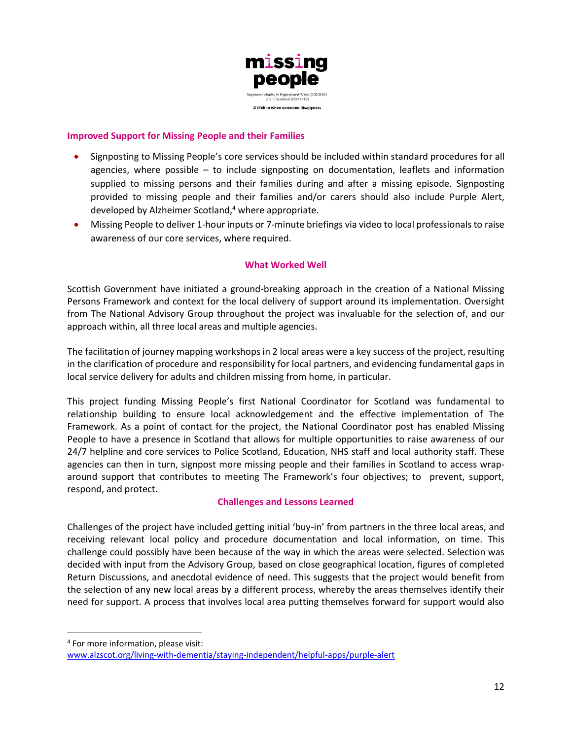### Improved Support for Missing People and their Families

- Signposting to Missing People's core services should be included within standard procedures for all agencies, where possible – to include signposting on documentation, leaflets and information supplied to missing persons and their families during and after a missing episode. Signposting provided to missing people and their families and/or carers should also include Purple Alert, developed by Alzheimer Scotland,[4] where appropriate.
- Missing People to deliver 1-hour inputs or 7-minute briefings via video to local professionals to raise awareness of our core services, where required.

### What Worked Well

Scottish Government have initiated a ground-breaking approach in the creation of a National Missing Persons Framework and context for the local delivery of support around its implementation. Oversight from The National Advisory Group throughout the project was invaluable for the selection of, and our approach within, all three local areas and multiple agencies.

The facilitation of journey mapping workshops in 2 local areas were a key success of the project, resulting in the clarification of procedure and responsibility for local partners, and evidencing fundamental gaps in local service delivery for adults and children missing from home, in particular.

This project funding Missing People's first National Coordinator for Scotland was fundamental to relationship building to ensure local acknowledgement and the effective implementation of The Framework. As a point of contact for the project, the National Coordinator post has enabled Missing People to have a presence in Scotland that allows for multiple opportunities to raise awareness of our 24/7 helpline and core services to Police Scotland, Education, NHS staff and local authority staff. These agencies can then in turn, signpost more missing people and their families in Scotland to access wrap-around support that contributes to meeting The Framework's four objectives; to prevent, support, respond, and protect.

### Challenges and Lessons Learned

Challenges of the project have included getting initial 'buy-in' from partners in the three local areas, and receiving relevant local policy and procedure documentation and local information, on time. This challenge could possibly have been because of the way in which the areas were selected. Selection was decided with input from the Advisory Group, based on close geographical location, figures of completed Return Discussions, and anecdotal evidence of need. This suggests that the project would benefit from the selection of any new local areas by a different process, whereby the areas themselves identify their need for support. A process that involves local area putting themselves forward for support would also

[4] For more information, please visit: www.alzscot.org/living-with-dementia/staying-independent/helpful-apps/purple-alert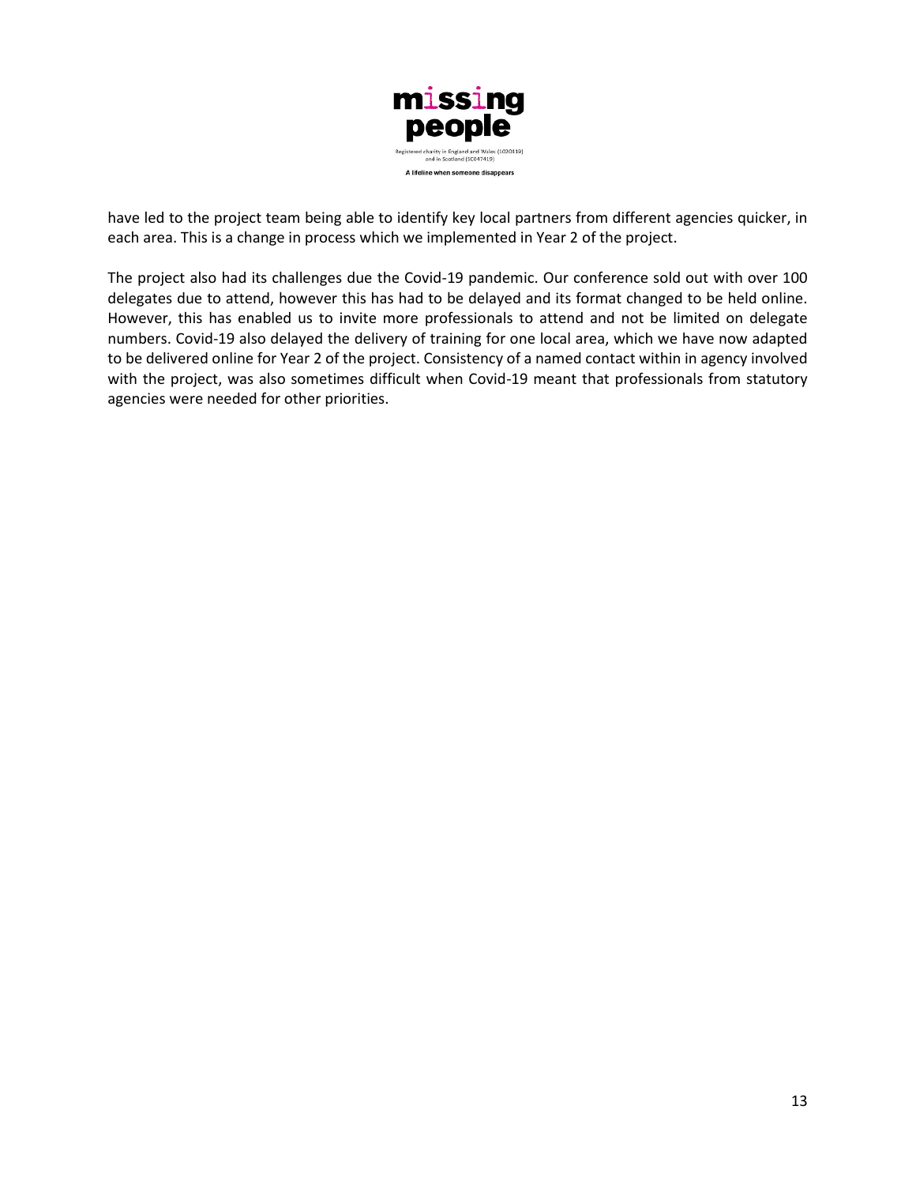have led to the project team being able to identify key local partners from different agencies quicker, in each area. This is a change in process which we implemented in Year 2 of the project.

The project also had its challenges due the Covid-19 pandemic. Our conference sold out with over 100 delegates due to attend, however this has had to be delayed and its format changed to be held online. However, this has enabled us to invite more professionals to attend and not be limited on delegate numbers. Covid-19 also delayed the delivery of training for one local area, which we have now adapted to be delivered online for Year 2 of the project. Consistency of a named contact within in agency involved with the project, was also sometimes difficult when Covid-19 meant that professionals from statutory agencies were needed for other priorities.